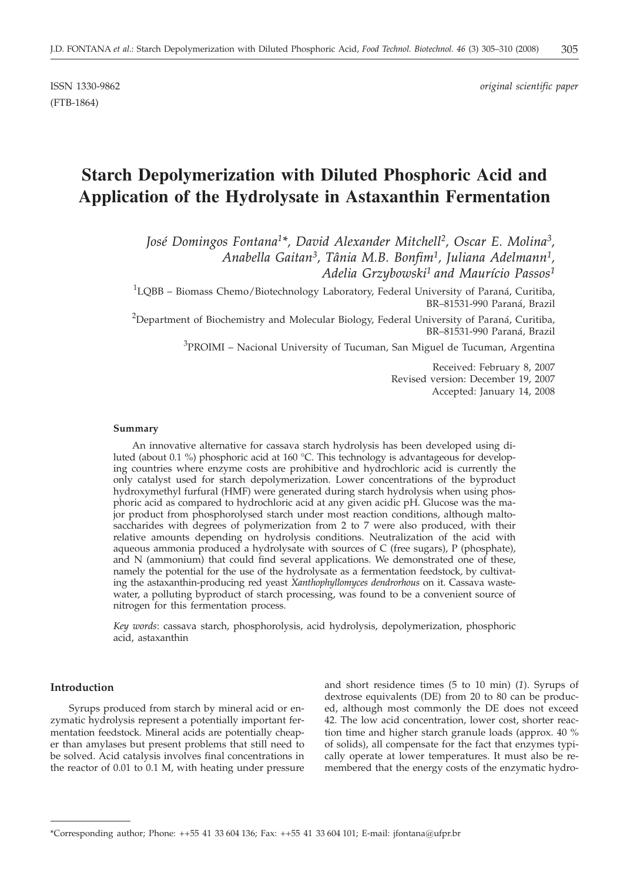ISSN 1330-9862 *original scientific paper*

(FTB-1864)

# Starch Depolymerization with Diluted Phosphoric Acid and Application of the Hydrolysate in Astaxanthin Fermentation

*José Domingos Fontana[1]\*, David Alexander Mitchell[2], Oscar E. Molina[3], Anabella Gaitan[3], Tânia M.B. Bonfim[1], Juliana Adelmann[1], Adelia Grzybowski[1] and Maurício Passos[1]*

[1]LQBB – Biomass Chemo/Biotechnology Laboratory, Federal University of Paraná, Curitiba, BR–81531-990 Paraná, Brazil

[2]Department of Biochemistry and Molecular Biology, Federal University of Paraná, Curitiba, BR–81531-990 Paraná, Brazil

[3]PROIMI – Nacional University of Tucuman, San Miguel de Tucuman, Argentina

Received: February 8, 2007
Revised version: December 19, 2007
Accepted: January 14, 2008

### Summary

An innovative alternative for cassava starch hydrolysis has been developed using diluted (about 0.1 %) phosphoric acid at 160 °C. This technology is advantageous for developing countries where enzyme costs are prohibitive and hydrochloric acid is currently the only catalyst used for starch depolymerization. Lower concentrations of the byproduct hydroxymethyl furfural (HMF) were generated during starch hydrolysis when using phosphoric acid as compared to hydrochloric acid at any given acidic pH. Glucose was the major product from phosphorolysed starch under most reaction conditions, although maltosaccharides with degrees of polymerization from 2 to 7 were also produced, with their relative amounts depending on hydrolysis conditions. Neutralization of the acid with aqueous ammonia produced a hydrolysate with sources of C (free sugars), P (phosphate), and N (ammonium) that could find several applications. We demonstrated one of these, namely the potential for the use of the hydrolysate as a fermentation feedstock, by cultivating the astaxanthin-producing red yeast *Xanthophyllomyces dendrorhous* on it. Cassava wastewater, a polluting byproduct of starch processing, was found to be a convenient source of nitrogen for this fermentation process.

*Key words*: cassava starch, phosphorolysis, acid hydrolysis, depolymerization, phosphoric acid, astaxanthin

## Introduction

Syrups produced from starch by mineral acid or enzymatic hydrolysis represent a potentially important fermentation feedstock. Mineral acids are potentially cheaper than amylases but present problems that still need to be solved. Acid catalysis involves final concentrations in the reactor of 0.01 to 0.1 M, with heating under pressure and short residence times (5 to 10 min) (*1*). Syrups of dextrose equivalents (DE) from 20 to 80 can be produced, although most commonly the DE does not exceed 42. The low acid concentration, lower cost, shorter reaction time and higher starch granule loads (approx. 40 % of solids), all compensate for the fact that enzymes typically operate at lower temperatures. It must also be remembered that the energy costs of the enzymatic hydro-

\*Corresponding author; Phone: ++55 41 33 604 136; Fax: ++55 41 33 604 101; E-mail: jfontana@ufpr.br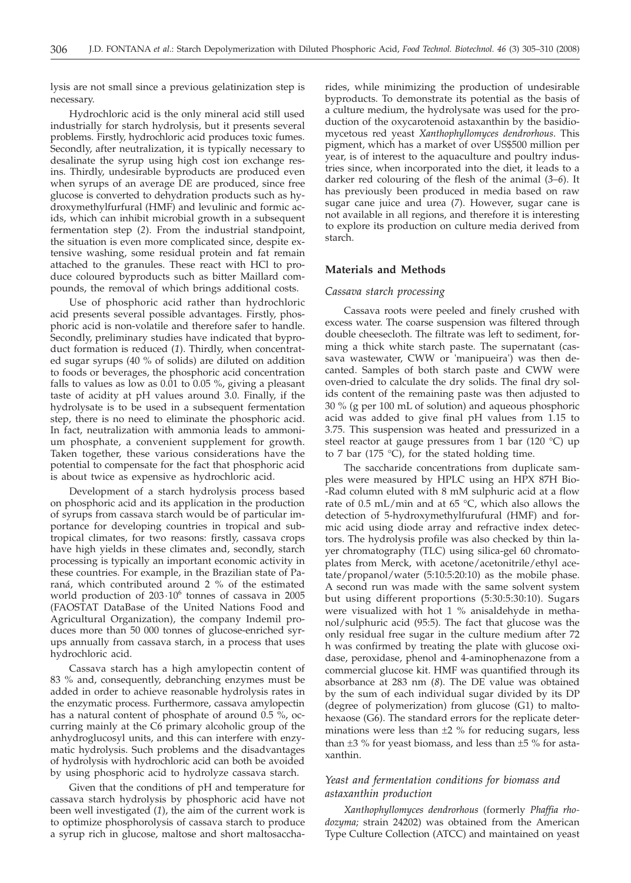lysis are not small since a previous gelatinization step is necessary.

Hydrochloric acid is the only mineral acid still used industrially for starch hydrolysis, but it presents several problems. Firstly, hydrochloric acid produces toxic fumes. Secondly, after neutralization, it is typically necessary to desalinate the syrup using high cost ion exchange resins. Thirdly, undesirable byproducts are produced even when syrups of an average DE are produced, since free glucose is converted to dehydration products such as hydroxymethylfurfural (HMF) and levulinic and formic acids, which can inhibit microbial growth in a subsequent fermentation step (*2*). From the industrial standpoint, the situation is even more complicated since, despite extensive washing, some residual protein and fat remain attached to the granules. These react with HCl to produce coloured byproducts such as bitter Maillard compounds, the removal of which brings additional costs.

Use of phosphoric acid rather than hydrochloric acid presents several possible advantages. Firstly, phosphoric acid is non-volatile and therefore safer to handle. Secondly, preliminary studies have indicated that byproduct formation is reduced (*1*). Thirdly, when concentrated sugar syrups (40 % of solids) are diluted on addition to foods or beverages, the phosphoric acid concentration falls to values as low as 0.01 to 0.05 %, giving a pleasant taste of acidity at pH values around 3.0. Finally, if the hydrolysate is to be used in a subsequent fermentation step, there is no need to eliminate the phosphoric acid. In fact, neutralization with ammonia leads to ammonium phosphate, a convenient supplement for growth. Taken together, these various considerations have the potential to compensate for the fact that phosphoric acid is about twice as expensive as hydrochloric acid.

Development of a starch hydrolysis process based on phosphoric acid and its application in the production of syrups from cassava starch would be of particular importance for developing countries in tropical and subtropical climates, for two reasons: firstly, cassava crops have high yields in these climates and, secondly, starch processing is typically an important economic activity in these countries. For example, in the Brazilian state of Paraná, which contributed around 2 % of the estimated world production of $203\cdot10^6$ tonnes of cassava in 2005 (FAOSTAT DataBase of the United Nations Food and Agricultural Organization), the company Indemil produces more than 50 000 tonnes of glucose-enriched syrups annually from cassava starch, in a process that uses hydrochloric acid.

Cassava starch has a high amylopectin content of 83 % and, consequently, debranching enzymes must be added in order to achieve reasonable hydrolysis rates in the enzymatic process. Furthermore, cassava amylopectin has a natural content of phosphate of around 0.5 %, occurring mainly at the C6 primary alcoholic group of the anhydroglucosyl units, and this can interfere with enzymatic hydrolysis. Such problems and the disadvantages of hydrolysis with hydrochloric acid can both be avoided by using phosphoric acid to hydrolyze cassava starch.

Given that the conditions of pH and temperature for cassava starch hydrolysis by phosphoric acid have not been well investigated (*1*), the aim of the current work is to optimize phosphorolysis of cassava starch to produce a syrup rich in glucose, maltose and short maltosaccharides, while minimizing the production of undesirable byproducts. To demonstrate its potential as the basis of a culture medium, the hydrolysate was used for the production of the oxycarotenoid astaxanthin by the basidiomycetous red yeast *Xanthophyllomyces dendrorhous*. This pigment, which has a market of over US$500 million per year, is of interest to the aquaculture and poultry industries since, when incorporated into the diet, it leads to a darker red colouring of the flesh of the animal (*3–6*). It has previously been produced in media based on raw sugar cane juice and urea (*7*). However, sugar cane is not available in all regions, and therefore it is interesting to explore its production on culture media derived from starch.

## Materials and Methods

### *Cassava starch processing*

Cassava roots were peeled and finely crushed with excess water. The coarse suspension was filtered through double cheesecloth. The filtrate was left to sediment, forming a thick white starch paste. The supernatant (cassava wastewater, CWW or 'manipueira') was then decanted. Samples of both starch paste and CWW were oven-dried to calculate the dry solids. The final dry solids content of the remaining paste was then adjusted to 30 % (g per 100 mL of solution) and aqueous phosphoric acid was added to give final pH values from 1.15 to 3.75. This suspension was heated and pressurized in a steel reactor at gauge pressures from 1 bar (120 °C) up to 7 bar (175 °C), for the stated holding time.

The saccharide concentrations from duplicate samples were measured by HPLC using an HPX 87H Bio-Rad column eluted with 8 mM sulphuric acid at a flow rate of 0.5 mL/min and at 65 °C, which also allows the detection of 5-hydroxymethylfurfural (HMF) and formic acid using diode array and refractive index detectors. The hydrolysis profile was also checked by thin layer chromatography (TLC) using silica-gel 60 chromatoplates from Merck, with acetone/acetonitrile/ethyl acetate/propanol/water (5:10:5:20:10) as the mobile phase. A second run was made with the same solvent system but using different proportions (5:30:5:30:10). Sugars were visualized with hot 1 % anisaldehyde in methanol/sulphuric acid (95:5). The fact that glucose was the only residual free sugar in the culture medium after 72 h was confirmed by treating the plate with glucose oxidase, peroxidase, phenol and 4-aminophenazone from a commercial glucose kit. HMF was quantified through its absorbance at 283 nm (*8*). The DE value was obtained by the sum of each individual sugar divided by its DP (degree of polymerization) from glucose (G1) to maltohexaose (G6). The standard errors for the replicate determinations were less than ±2 % for reducing sugars, less than ±3 % for yeast biomass, and less than ±5 % for astaxanthin.

### *Yeast and fermentation conditions for biomass and astaxanthin production*

*Xanthophyllomyces dendrorhous* (formerly *Phaffia rhodozyma;* strain 24202) was obtained from the American Type Culture Collection (ATCC) and maintained on yeast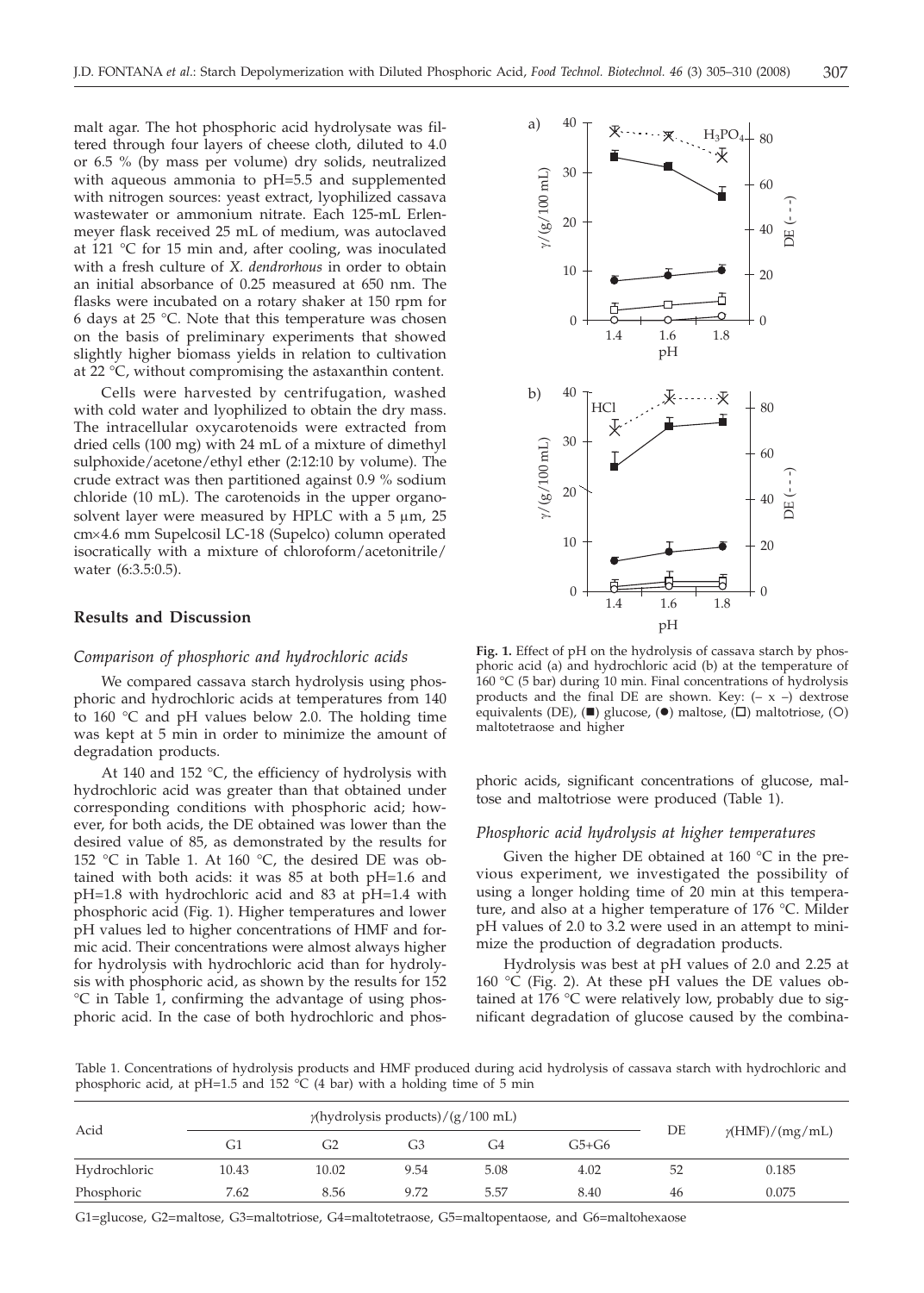malt agar. The hot phosphoric acid hydrolysate was filtered through four layers of cheese cloth, diluted to 4.0 or 6.5 % (by mass per volume) dry solids, neutralized with aqueous ammonia to pH=5.5 and supplemented with nitrogen sources: yeast extract, lyophilized cassava wastewater or ammonium nitrate. Each 125-mL Erlenmeyer flask received 25 mL of medium, was autoclaved at 121 °C for 15 min and, after cooling, was inoculated with a fresh culture of *X. dendrorhous* in order to obtain an initial absorbance of 0.25 measured at 650 nm. The flasks were incubated on a rotary shaker at 150 rpm for 6 days at 25 °C. Note that this temperature was chosen on the basis of preliminary experiments that showed slightly higher biomass yields in relation to cultivation at 22 °C, without compromising the astaxanthin content.

Cells were harvested by centrifugation, washed with cold water and lyophilized to obtain the dry mass. The intracellular oxycarotenoids were extracted from dried cells (100 mg) with 24 mL of a mixture of dimethyl sulphoxide/acetone/ethyl ether (2:12:10 by volume). The crude extract was then partitioned against 0.9 % sodium chloride (10 mL). The carotenoids in the upper organosolvent layer were measured by HPLC with a 5 µm, 25 cm×4.6 mm Supelcosil LC-18 (Supelco) column operated isocratically with a mixture of chloroform/acetonitrile/water (6:3.5:0.5).

## Results and Discussion

### *Comparison of phosphoric and hydrochloric acids*

We compared cassava starch hydrolysis using phosphoric and hydrochloric acids at temperatures from 140 to 160 °C and pH values below 2.0. The holding time was kept at 5 min in order to minimize the amount of degradation products.

At 140 and 152 °C, the efficiency of hydrolysis with hydrochloric acid was greater than that obtained under corresponding conditions with phosphoric acid; however, for both acids, the DE obtained was lower than the desired value of 85, as demonstrated by the results for 152 °C in Table 1. At 160 °C, the desired DE was obtained with both acids: it was 85 at both pH=1.6 and pH=1.8 with hydrochloric acid and 83 at pH=1.4 with phosphoric acid (Fig. 1). Higher temperatures and lower pH values led to higher concentrations of HMF and formic acid. Their concentrations were almost always higher for hydrolysis with hydrochloric acid than for hydrolysis with phosphoric acid, as shown by the results for 152 °C in Table 1, confirming the advantage of using phosphoric acid. In the case of both hydrochloric and phosphoric acids, significant concentrations of glucose, maltose and maltotriose were produced (Table 1).

**Fig. 1.** Effect of pH on the hydrolysis of cassava starch by phosphoric acid (a) and hydrochloric acid (b) at the temperature of 160 °C (5 bar) during 10 min. Final concentrations of hydrolysis products and the final DE are shown. Key: (– x –) dextrose equivalents (DE), (■) glucose, (●) maltose, (□) maltotriose, (○) maltotetraose and higher

### *Phosphoric acid hydrolysis at higher temperatures*

Given the higher DE obtained at 160 °C in the previous experiment, we investigated the possibility of using a longer holding time of 20 min at this temperature, and also at a higher temperature of 176 °C. Milder pH values of 2.0 to 3.2 were used in an attempt to minimize the production of degradation products.

Hydrolysis was best at pH values of 2.0 and 2.25 at 160 °C (Fig. 2). At these pH values the DE values obtained at 176 °C were relatively low, probably due to significant degradation of glucose caused by the combina-

Table 1. Concentrations of hydrolysis products and HMF produced during acid hydrolysis of cassava starch with hydrochloric and phosphoric acid, at pH=1.5 and 152 °C (4 bar) with a holding time of 5 min

| Acid | $\gamma$(hydrolysis products)/(g/100 mL) | | | | | DE | $\gamma$(HMF)/(mg/mL) |
|---|---|---|---|---|---|---|---|
| | G1 | G2 | G3 | G4 | G5+G6 | | |
| Hydrochloric | 10.43 | 10.02 | 9.54 | 5.08 | 4.02 | 52 | 0.185 |
| Phosphoric | 7.62 | 8.56 | 9.72 | 5.57 | 8.40 | 46 | 0.075 |

G1=glucose, G2=maltose, G3=maltotriose, G4=maltotetraose, G5=maltopentaose, and G6=maltohexaose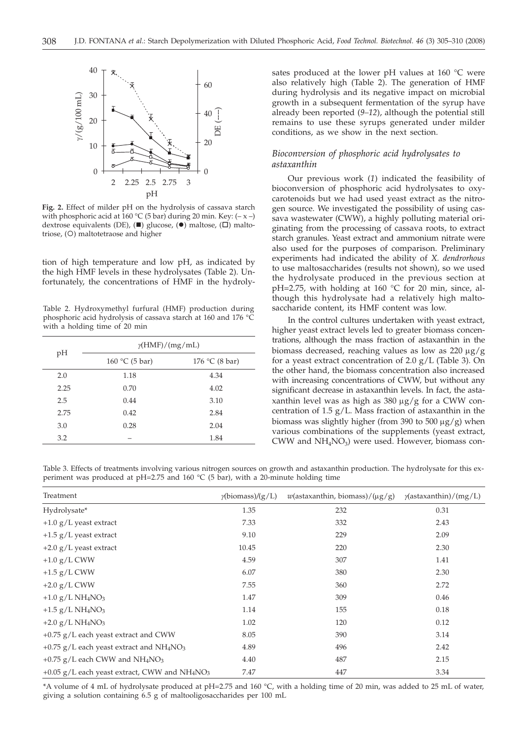Fig. 2. Effect of milder pH on the hydrolysis of cassava starch with phosphoric acid at 160 °C (5 bar) during 20 min. Key: (– x –) dextrose equivalents (DE), (■) glucose, (●) maltose, (□) maltotriose, (○) maltotetraose and higher

tion of high temperature and low pH, as indicated by the high HMF levels in these hydrolysates (Table 2). Unfortunately, the concentrations of HMF in the hydrolysates produced at the lower pH values at 160 °C were also relatively high (Table 2). The generation of HMF during hydrolysis and its negative impact on microbial growth in a subsequent fermentation of the syrup have already been reported (*9–12*), although the potential still remains to use these syrups generated under milder conditions, as we show in the next section.

Table 2. Hydroxymethyl furfural (HMF) production during phosphoric acid hydrolysis of cassava starch at 160 and 176 °C with a holding time of 20 min

| pH | $\gamma$(HMF)/(mg/mL) | |
|---|---|---|
| | 160 °C (5 bar) | 176 °C (8 bar) |
| 2.0 | 1.18 | 4.34 |
| 2.25 | 0.70 | 4.02 |
| 2.5 | 0.44 | 3.10 |
| 2.75 | 0.42 | 2.84 |
| 3.0 | 0.28 | 2.04 |
| 3.2 | – | 1.84 |

### *Bioconversion of phosphoric acid hydrolysates to astaxanthin*

Our previous work (*1*) indicated the feasibility of bioconversion of phosphoric acid hydrolysates to oxycarotenoids but we had used yeast extract as the nitrogen source. We investigated the possibility of using cassava wastewater (CWW), a highly polluting material originating from the processing of cassava roots, to extract starch granules. Yeast extract and ammonium nitrate were also used for the purposes of comparison. Preliminary experiments had indicated the ability of *X. dendrorhous* to use maltosaccharides (results not shown), so we used the hydrolysate produced in the previous section at pH=2.75, with holding at 160 °C for 20 min, since, although this hydrolysate had a relatively high maltosaccharide content, its HMF content was low.

In the control cultures undertaken with yeast extract, higher yeast extract levels led to greater biomass concentrations, although the mass fraction of astaxanthin in the biomass decreased, reaching values as low as 220 μg/g for a yeast extract concentration of 2.0 g/L (Table 3). On the other hand, the biomass concentration also increased with increasing concentrations of CWW, but without any significant decrease in astaxanthin levels. In fact, the astaxanthin level was as high as 380 μg/g for a CWW concentration of 1.5 g/L. Mass fraction of astaxanthin in the biomass was slightly higher (from 390 to 500 μg/g) when various combinations of the supplements (yeast extract, CWW and $NH_4NO_3$) were used. However, biomass con-

Table 3. Effects of treatments involving various nitrogen sources on growth and astaxanthin production. The hydrolysate for this experiment was produced at pH=2.75 and 160 °C (5 bar), with a 20-minute holding time

| Treatment | $\gamma$(biomass)/(g/L) | $w$(astaxanthin, biomass)/(μg/g) | $\gamma$(astaxanthin)/(mg/L) |
|---|---|---|---|
| Hydrolysate* | 1.35 | 232 | 0.31 |
| +1.0 g/L yeast extract | 7.33 | 332 | 2.43 |
| +1.5 g/L yeast extract | 9.10 | 229 | 2.09 |
| +2.0 g/L yeast extract | 10.45 | 220 | 2.30 |
| +1.0 g/L CWW | 4.59 | 307 | 1.41 |
| +1.5 g/L CWW | 6.07 | 380 | 2.30 |
| +2.0 g/L CWW | 7.55 | 360 | 2.72 |
| +1.0 g/L $NH_4NO_3$ | 1.47 | 309 | 0.46 |
| +1.5 g/L $NH_4NO_3$ | 1.14 | 155 | 0.18 |
| +2.0 g/L $NH_4NO_3$ | 1.02 | 120 | 0.12 |
| +0.75 g/L each yeast extract and CWW | 8.05 | 390 | 3.14 |
| +0.75 g/L each yeast extract and $NH_4NO_3$ | 4.89 | 496 | 2.42 |
| +0.75 g/L each CWW and $NH_4NO_3$ | 4.40 | 487 | 2.15 |
| +0.05 g/L each yeast extract, CWW and $NH_4NO_3$ | 7.47 | 447 | 3.34 |

*A volume of 4 mL of hydrolysate produced at pH=2.75 and 160 °C, with a holding time of 20 min, was added to 25 mL of water, giving a solution containing 6.5 g of maltooligosaccharides per 100 mL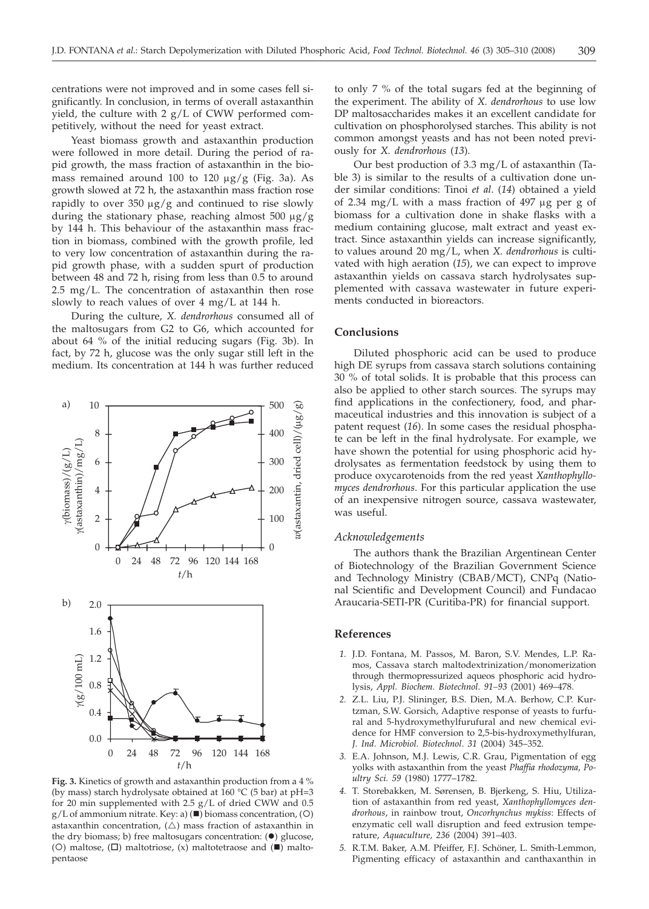centrations were not improved and in some cases fell significantly. In conclusion, in terms of overall astaxanthin yield, the culture with 2 g/L of CWW performed competitively, without the need for yeast extract.

Yeast biomass growth and astaxanthin production were followed in more detail. During the period of rapid growth, the mass fraction of astaxanthin in the biomass remained around 100 to 120 μg/g (Fig. 3a). As growth slowed at 72 h, the astaxanthin mass fraction rose rapidly to over 350 μg/g and continued to rise slowly during the stationary phase, reaching almost 500 μg/g by 144 h. This behaviour of the astaxanthin mass fraction in biomass, combined with the growth profile, led to very low concentration of astaxanthin during the rapid growth phase, with a sudden spurt of production between 48 and 72 h, rising from less than 0.5 to around 2.5 mg/L. The concentration of astaxanthin then rose slowly to reach values of over 4 mg/L at 144 h.

During the culture, *X. dendrorhous* consumed all of the maltosugars from G2 to G6, which accounted for about 64 % of the initial reducing sugars (Fig. 3b). In fact, by 72 h, glucose was the only sugar still left in the medium. Its concentration at 144 h was further reduced to only 7 % of the total sugars fed at the beginning of the experiment. The ability of *X. dendrorhous* to use low DP maltosaccharides makes it an excellent candidate for cultivation on phosphorolysed starches. This ability is not common amongst yeasts and has not been noted previously for *X. dendrorhous* (*13*).

**Fig. 3.** Kinetics of growth and astaxanthin production from a 4 % (by mass) starch hydrolysate obtained at 160 °C (5 bar) at pH=3 for 20 min supplemented with 2.5 g/L of dried CWW and 0.5 g/L of ammonium nitrate. Key: a) (■) biomass concentration, (○) astaxanthin concentration, (△) mass fraction of astaxanthin in the dry biomass; b) free maltosugars concentration: (●) glucose, (○) maltose, (□) maltotriose, (x) maltotetraose and (■) maltopentaose

Our best production of 3.3 mg/L of astaxanthin (Table 3) is similar to the results of a cultivation done under similar conditions: Tinoi *et al.* (*14*) obtained a yield of 2.34 mg/L with a mass fraction of 497 μg per g of biomass for a cultivation done in shake flasks with a medium containing glucose, malt extract and yeast extract. Since astaxanthin yields can increase significantly, to values around 20 mg/L, when *X. dendrorhous* is cultivated with high aeration (*15*), we can expect to improve astaxanthin yields on cassava starch hydrolysates supplemented with cassava wastewater in future experiments conducted in bioreactors.

## Conclusions

Diluted phosphoric acid can be used to produce high DE syrups from cassava starch solutions containing 30 % of total solids. It is probable that this process can also be applied to other starch sources. The syrups may find applications in the confectionery, food, and pharmaceutical industries and this innovation is subject of a patent request (*16*). In some cases the residual phosphate can be left in the final hydrolysate. For example, we have shown the potential for using phosphoric acid hydrolysates as fermentation feedstock by using them to produce oxycarotenoids from the red yeast *Xanthophyllomyces dendrorhous*. For this particular application the use of an inexpensive nitrogen source, cassava wastewater, was useful.

### *Acknowledgements*

The authors thank the Brazilian Argentinean Center of Biotechnology of the Brazilian Government Science and Technology Ministry (CBAB/MCT), CNPq (National Scientific and Development Council) and Fundacao Araucaria-SETI-PR (Curitiba-PR) for financial support.

## References

1. J.D. Fontana, M. Passos, M. Baron, S.V. Mendes, L.P. Ramos, Cassava starch maltodextrinization/monomerization through thermopressurized aqueos phosphoric acid hydrolysis, *Appl. Biochem. Biotechnol. 91–93* (2001) 469–478.
2. Z.L. Liu, P.J. Slininger, B.S. Dien, M.A. Berhow, C.P. Kurtzman, S.W. Gorsich, Adaptive response of yeasts to furfural and 5-hydroxymethylfurufural and new chemical evidence for HMF conversion to 2,5-bis-hydroxymethylfuran, *J. Ind. Microbiol. Biotechnol. 31* (2004) 345–352.
3. E.A. Johnson, M.J. Lewis, C.R. Grau, Pigmentation of egg yolks with astaxanthin from the yeast *Phaffia rhodozyma*, *Poultry Sci. 59* (1980) 1777–1782.
4. T. Storebakken, M. Sørensen, B. Bjerkeng, S. Hiu, Utilization of astaxanthin from red yeast, *Xanthophyllomyces dendrorhous*, in rainbow trout, *Oncorhynchus mykiss*: Effects of enzymatic cell wall disruption and feed extrusion temperature, *Aquaculture, 236* (2004) 391–403.
5. R.T.M. Baker, A.M. Pfeiffer, F.J. Schöner, L. Smith-Lemmon, Pigmenting efficacy of astaxanthin and canthaxanthin in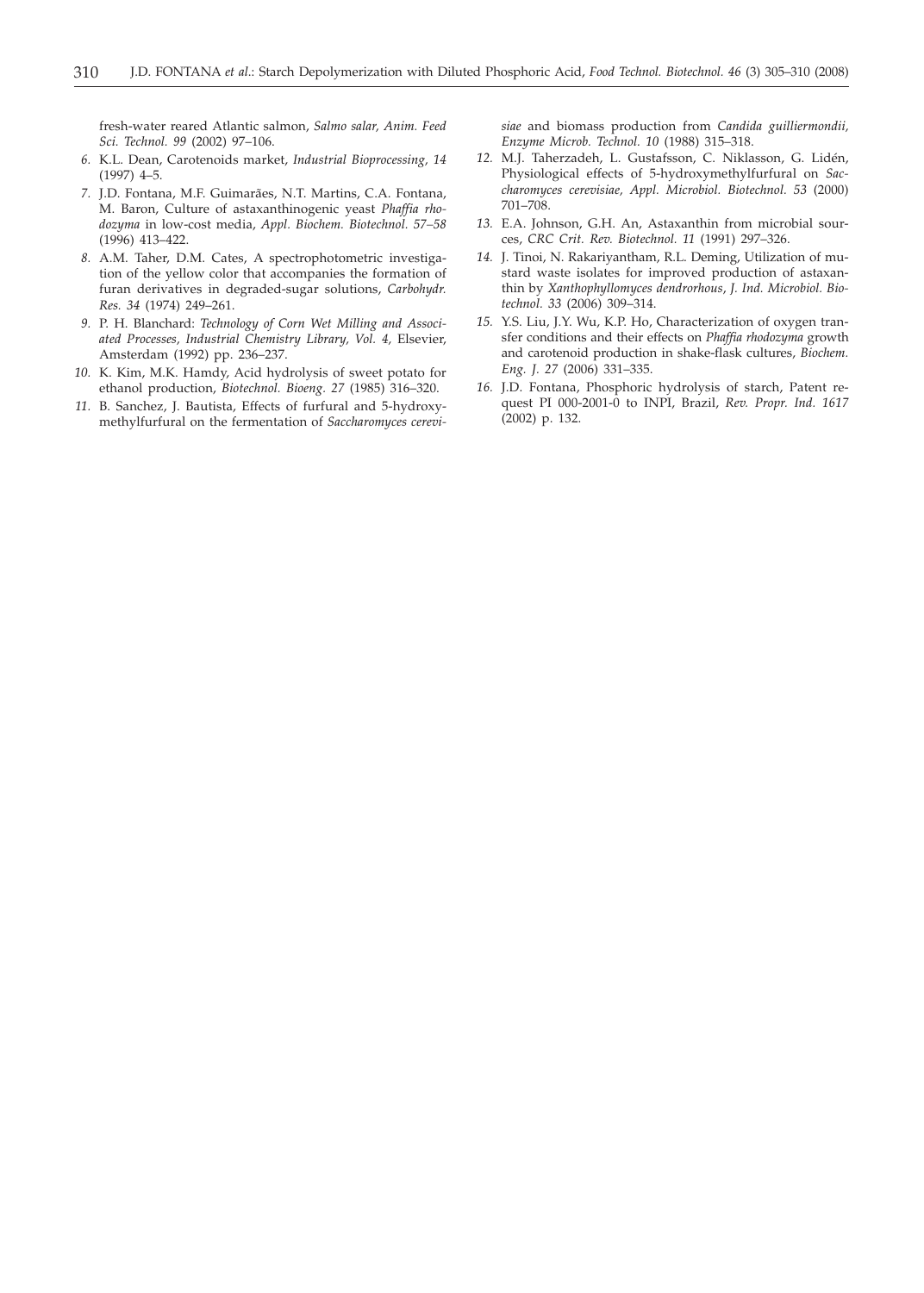fresh-water reared Atlantic salmon, *Salmo salar, Anim. Feed Sci. Technol. 99* (2002) 97–106.

6. K.L. Dean, Carotenoids market, *Industrial Bioprocessing, 14* (1997) 4–5.
7. J.D. Fontana, M.F. Guimarães, N.T. Martins, C.A. Fontana, M. Baron, Culture of astaxanthinogenic yeast *Phaffia rhodozyma* in low-cost media, *Appl. Biochem. Biotechnol. 57–58* (1996) 413–422.
8. A.M. Taher, D.M. Cates, A spectrophotometric investigation of the yellow color that accompanies the formation of furan derivatives in degraded-sugar solutions, *Carbohydr. Res. 34* (1974) 249–261.
9. P. H. Blanchard: *Technology of Corn Wet Milling and Associated Processes, Industrial Chemistry Library, Vol. 4,* Elsevier, Amsterdam (1992) pp. 236–237.
10. K. Kim, M.K. Hamdy, Acid hydrolysis of sweet potato for ethanol production, *Biotechnol. Bioeng. 27* (1985) 316–320.
11. B. Sanchez, J. Bautista, Effects of furfural and 5-hydroxymethylfurfural on the fermentation of *Saccharomyces cerevisiae* and biomass production from *Candida guilliermondii, Enzyme Microb. Technol. 10* (1988) 315–318.
12. M.J. Taherzadeh, L. Gustafsson, C. Niklasson, G. Lidén, Physiological effects of 5-hydroxymethylfurfural on *Saccharomyces cerevisiae, Appl. Microbiol. Biotechnol. 53* (2000) 701–708.
13. E.A. Johnson, G.H. An, Astaxanthin from microbial sources, *CRC Crit. Rev. Biotechnol. 11* (1991) 297–326.
14. J. Tinoi, N. Rakariyantham, R.L. Deming, Utilization of mustard waste isolates for improved production of astaxanthin by *Xanthophyllomyces dendrorhous*, *J. Ind. Microbiol. Biotechnol. 33* (2006) 309–314.
15. Y.S. Liu, J.Y. Wu, K.P. Ho, Characterization of oxygen transfer conditions and their effects on *Phaffia rhodozyma* growth and carotenoid production in shake-flask cultures, *Biochem. Eng. J. 27* (2006) 331–335.
16. J.D. Fontana, Phosphoric hydrolysis of starch, Patent request PI 000-2001-0 to INPI, Brazil, *Rev. Propr. Ind. 1617* (2002) p. 132.